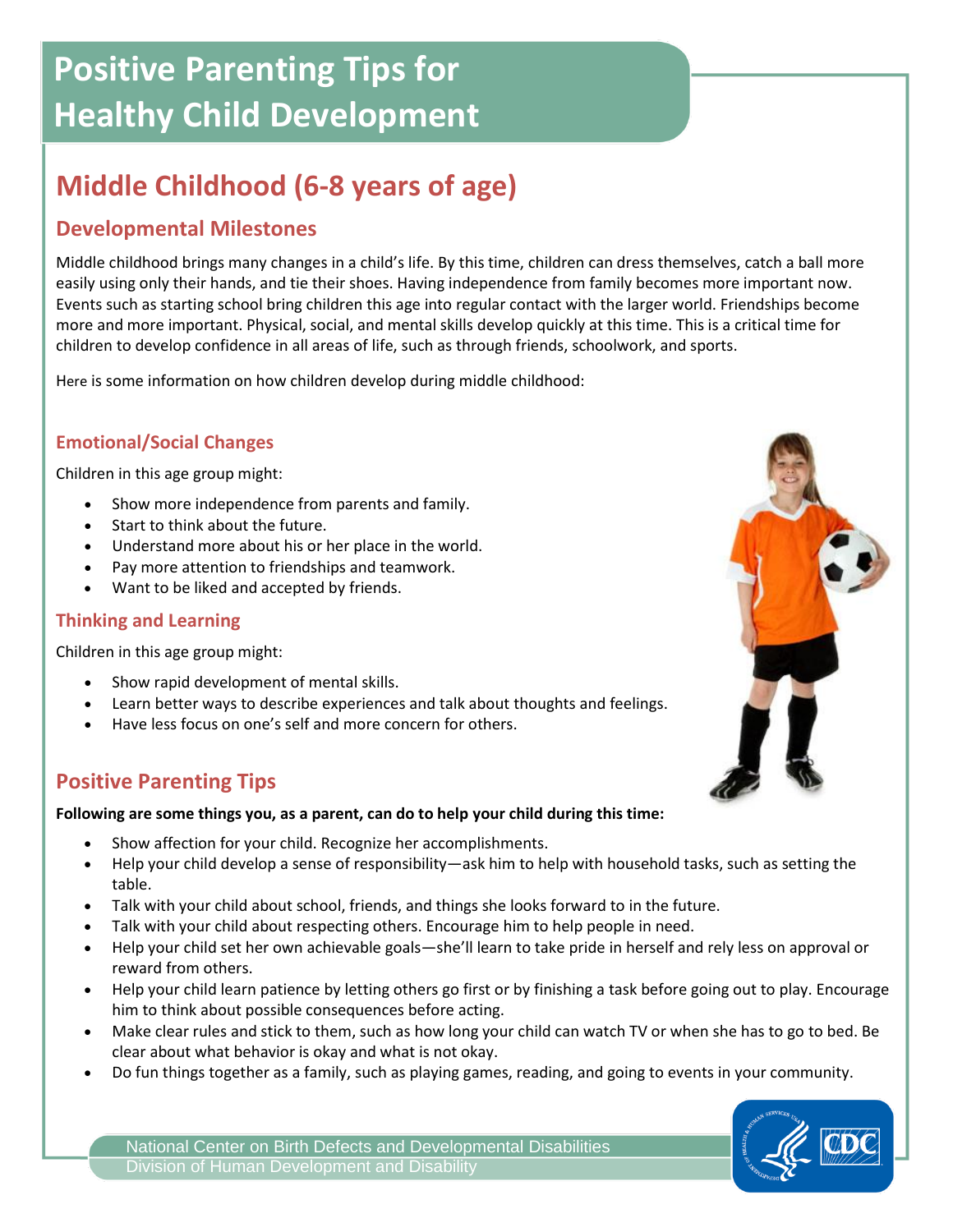# Positive Parenting Tips for Healthy Child Development

## Middle Childhood (6-8 years of age)

### Developmental Milestones

Middle childhood brings many changes in a child's life. By this time, children can dress themselves, catch a ball more easily using only their hands, and tie their shoes. Having independence from family becomes more important now. Events such as starting school bring children this age into regular contact with the larger world. Friendships become more and more important. Physical, social, and mental skills develop quickly at this time. This is a critical time for children to develop confidence in all areas of life, such as through friends, schoolwork, and sports.

Here is some information on how children develop during middle childhood:

#### Emotional/Social Changes

Children in this age group might:

- Show more independence from parents and family.
- Start to think about the future.
- Understand more about his or her place in the world.
- Pay more attention to friendships and teamwork.
- Want to be liked and accepted by friends.

#### Thinking and Learning

Children in this age group might:

- Show rapid development of mental skills.
- Learn better ways to describe experiences and talk about thoughts and feelings.
- Have less focus on one's self and more concern for others.

### Positive Parenting Tips

**Following are some things you, as a parent, can do to help your child during this time:**

- Show affection for your child. Recognize her accomplishments.
- Help your child develop a sense of responsibility—ask him to help with household tasks, such as setting the table.
- Talk with your child about school, friends, and things she looks forward to in the future.
- Talk with your child about respecting others. Encourage him to help people in need.
- Help your child set her own achievable goals—she'll learn to take pride in herself and rely less on approval or reward from others.
- Help your child learn patience by letting others go first or by finishing a task before going out to play. Encourage him to think about possible consequences before acting.
- Make clear rules and stick to them, such as how long your child can watch TV or when she has to go to bed. Be clear about what behavior is okay and what is not okay.
- Do fun things together as a family, such as playing games, reading, and going to events in your community.

National Center on Birth Defects and Developmental Disabilities
Division of Human Development and Disability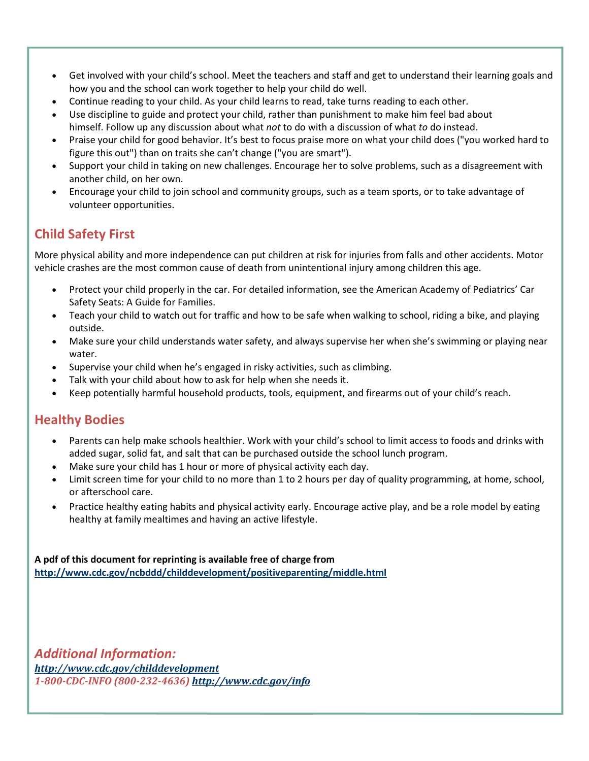- Get involved with your child's school. Meet the teachers and staff and get to understand their learning goals and how you and the school can work together to help your child do well.
- Continue reading to your child. As your child learns to read, take turns reading to each other.
- Use discipline to guide and protect your child, rather than punishment to make him feel bad about himself. Follow up any discussion about what *not* to do with a discussion of what *to* do instead.
- Praise your child for good behavior. It's best to focus praise more on what your child does ("you worked hard to figure this out") than on traits she can't change ("you are smart").
- Support your child in taking on new challenges. Encourage her to solve problems, such as a disagreement with another child, on her own.
- Encourage your child to join school and community groups, such as a team sports, or to take advantage of volunteer opportunities.

## Child Safety First

More physical ability and more independence can put children at risk for injuries from falls and other accidents. Motor vehicle crashes are the most common cause of death from unintentional injury among children this age.

- Protect your child properly in the car. For detailed information, see the American Academy of Pediatrics' Car Safety Seats: A Guide for Families.
- Teach your child to watch out for traffic and how to be safe when walking to school, riding a bike, and playing outside.
- Make sure your child understands water safety, and always supervise her when she's swimming or playing near water.
- Supervise your child when he's engaged in risky activities, such as climbing.
- Talk with your child about how to ask for help when she needs it.
- Keep potentially harmful household products, tools, equipment, and firearms out of your child's reach.

## Healthy Bodies

- Parents can help make schools healthier. Work with your child's school to limit access to foods and drinks with added sugar, solid fat, and salt that can be purchased outside the school lunch program.
- Make sure your child has 1 hour or more of physical activity each day.
- Limit screen time for your child to no more than 1 to 2 hours per day of quality programming, at home, school, or afterschool care.
- Practice healthy eating habits and physical activity early. Encourage active play, and be a role model by eating healthy at family mealtimes and having an active lifestyle.

**A pdf of this document for reprinting is available free of charge from**
**http://www.cdc.gov/ncbddd/childdevelopment/positiveparenting/middle.html**

## *Additional Information:*

***http://www.cdc.gov/childdevelopment***
***1-800-CDC-INFO (800-232-4636) http://www.cdc.gov/info***